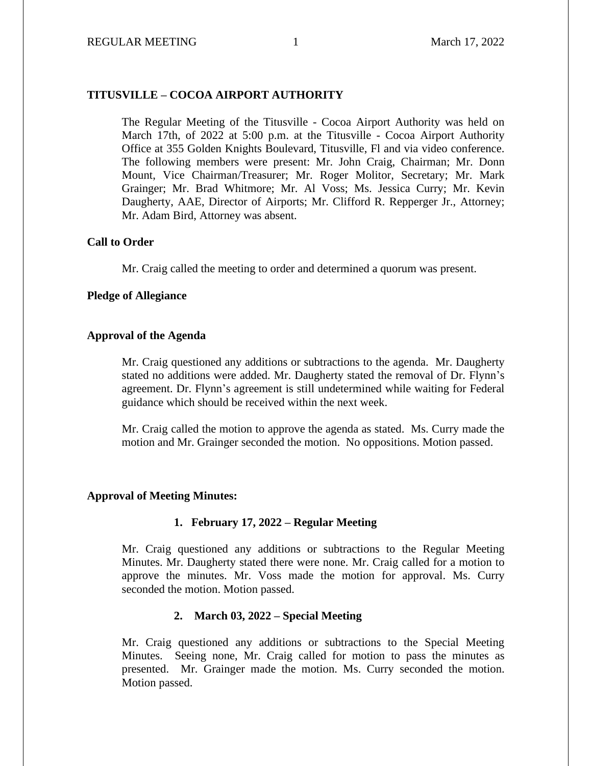# TITUSVILLE – COCOA AIRPORT AUTHORITY

The Regular Meeting of the Titusville - Cocoa Airport Authority was held on March 17th, of 2022 at 5:00 p.m. at the Titusville - Cocoa Airport Authority Office at 355 Golden Knights Boulevard, Titusville, Fl and via video conference. The following members were present: Mr. John Craig, Chairman; Mr. Donn Mount, Vice Chairman/Treasurer; Mr. Roger Molitor, Secretary; Mr. Mark Grainger; Mr. Brad Whitmore; Mr. Al Voss; Ms. Jessica Curry; Mr. Kevin Daugherty, AAE, Director of Airports; Mr. Clifford R. Repperger Jr., Attorney; Mr. Adam Bird, Attorney was absent.

## Call to Order

Mr. Craig called the meeting to order and determined a quorum was present.

## Pledge of Allegiance

## Approval of the Agenda

Mr. Craig questioned any additions or subtractions to the agenda. Mr. Daugherty stated no additions were added. Mr. Daugherty stated the removal of Dr. Flynn's agreement. Dr. Flynn's agreement is still undetermined while waiting for Federal guidance which should be received within the next week.

Mr. Craig called the motion to approve the agenda as stated. Ms. Curry made the motion and Mr. Grainger seconded the motion. No oppositions. Motion passed.

## Approval of Meeting Minutes:

### 1. February 17, 2022 – Regular Meeting

Mr. Craig questioned any additions or subtractions to the Regular Meeting Minutes. Mr. Daugherty stated there were none. Mr. Craig called for a motion to approve the minutes. Mr. Voss made the motion for approval. Ms. Curry seconded the motion. Motion passed.

### 2. March 03, 2022 – Special Meeting

Mr. Craig questioned any additions or subtractions to the Special Meeting Minutes. Seeing none, Mr. Craig called for motion to pass the minutes as presented. Mr. Grainger made the motion. Ms. Curry seconded the motion. Motion passed.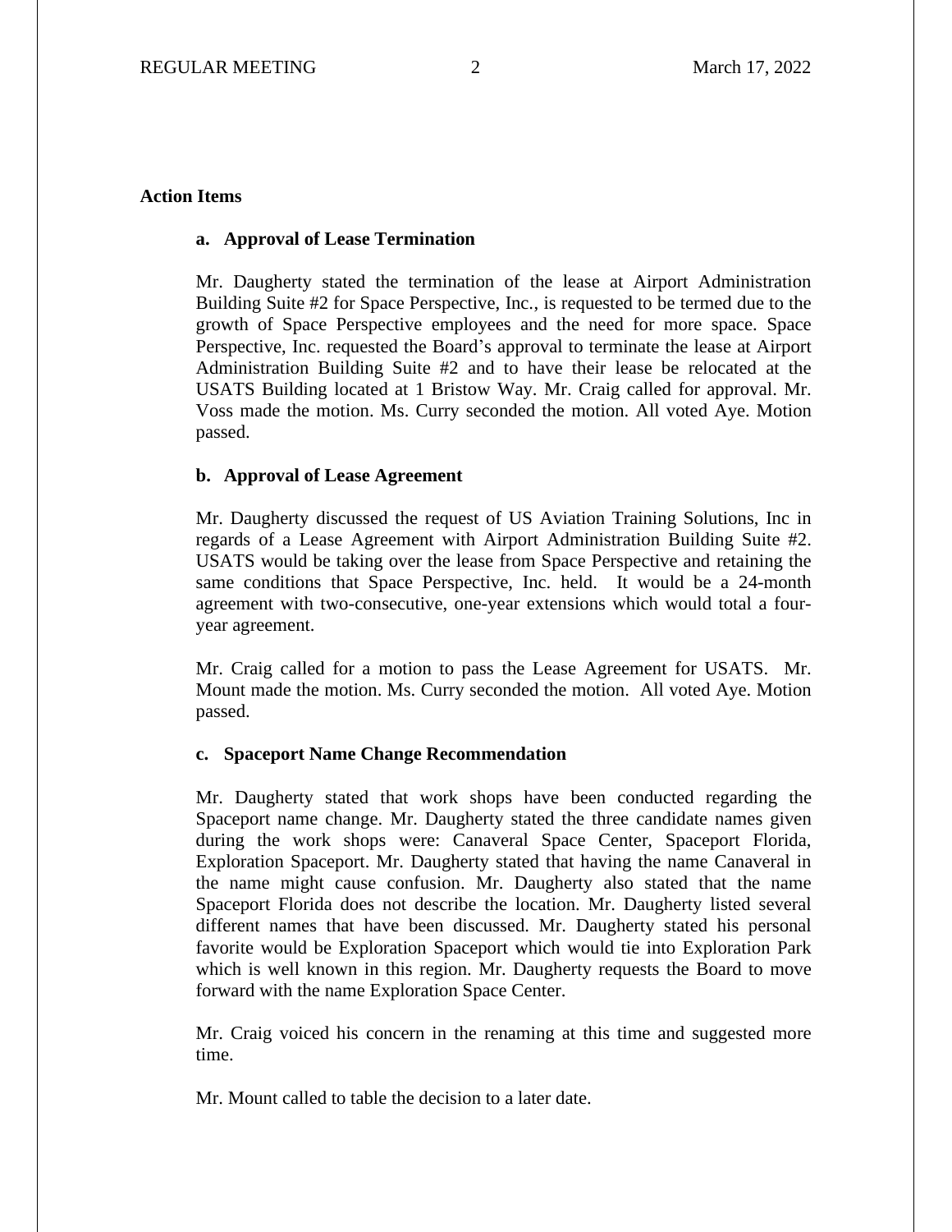## Action Items

### a. Approval of Lease Termination

Mr. Daugherty stated the termination of the lease at Airport Administration Building Suite #2 for Space Perspective, Inc., is requested to be termed due to the growth of Space Perspective employees and the need for more space. Space Perspective, Inc. requested the Board's approval to terminate the lease at Airport Administration Building Suite #2 and to have their lease be relocated at the USATS Building located at 1 Bristow Way. Mr. Craig called for approval. Mr. Voss made the motion. Ms. Curry seconded the motion. All voted Aye. Motion passed.

### b. Approval of Lease Agreement

Mr. Daugherty discussed the request of US Aviation Training Solutions, Inc in regards of a Lease Agreement with Airport Administration Building Suite #2. USATS would be taking over the lease from Space Perspective and retaining the same conditions that Space Perspective, Inc. held. It would be a 24-month agreement with two-consecutive, one-year extensions which would total a four-year agreement.

Mr. Craig called for a motion to pass the Lease Agreement for USATS. Mr. Mount made the motion. Ms. Curry seconded the motion. All voted Aye. Motion passed.

### c. Spaceport Name Change Recommendation

Mr. Daugherty stated that work shops have been conducted regarding the Spaceport name change. Mr. Daugherty stated the three candidate names given during the work shops were: Canaveral Space Center, Spaceport Florida, Exploration Spaceport. Mr. Daugherty stated that having the name Canaveral in the name might cause confusion. Mr. Daugherty also stated that the name Spaceport Florida does not describe the location. Mr. Daugherty listed several different names that have been discussed. Mr. Daugherty stated his personal favorite would be Exploration Spaceport which would tie into Exploration Park which is well known in this region. Mr. Daugherty requests the Board to move forward with the name Exploration Space Center.

Mr. Craig voiced his concern in the renaming at this time and suggested more time.

Mr. Mount called to table the decision to a later date.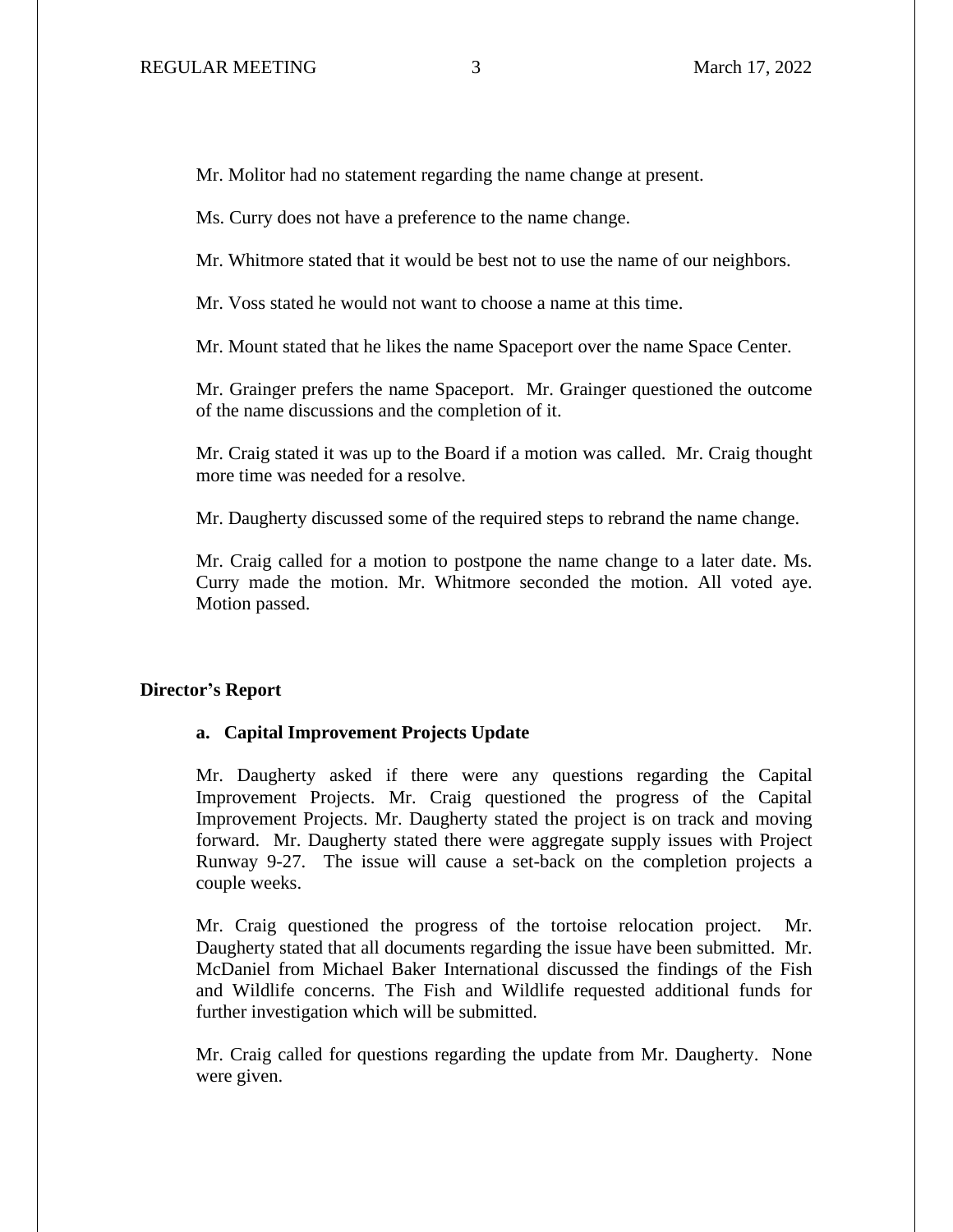Mr. Molitor had no statement regarding the name change at present.

Ms. Curry does not have a preference to the name change.

Mr. Whitmore stated that it would be best not to use the name of our neighbors.

Mr. Voss stated he would not want to choose a name at this time.

Mr. Mount stated that he likes the name Spaceport over the name Space Center.

Mr. Grainger prefers the name Spaceport. Mr. Grainger questioned the outcome of the name discussions and the completion of it.

Mr. Craig stated it was up to the Board if a motion was called. Mr. Craig thought more time was needed for a resolve.

Mr. Daugherty discussed some of the required steps to rebrand the name change.

Mr. Craig called for a motion to postpone the name change to a later date. Ms. Curry made the motion. Mr. Whitmore seconded the motion. All voted aye. Motion passed.

## Director's Report

### a. Capital Improvement Projects Update

Mr. Daugherty asked if there were any questions regarding the Capital Improvement Projects. Mr. Craig questioned the progress of the Capital Improvement Projects. Mr. Daugherty stated the project is on track and moving forward. Mr. Daugherty stated there were aggregate supply issues with Project Runway 9-27. The issue will cause a set-back on the completion projects a couple weeks.

Mr. Craig questioned the progress of the tortoise relocation project. Mr. Daugherty stated that all documents regarding the issue have been submitted. Mr. McDaniel from Michael Baker International discussed the findings of the Fish and Wildlife concerns. The Fish and Wildlife requested additional funds for further investigation which will be submitted.

Mr. Craig called for questions regarding the update from Mr. Daugherty. None were given.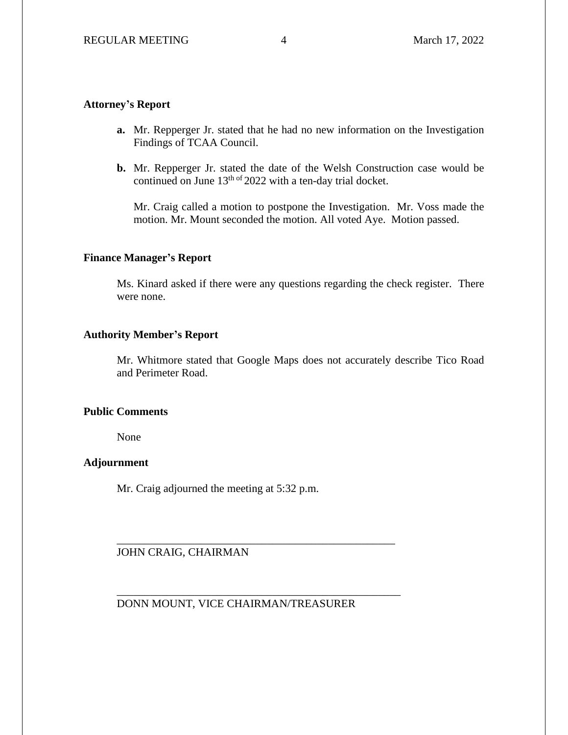**Attorney's Report**

**a.** Mr. Repperger Jr. stated that he had no new information on the Investigation Findings of TCAA Council.

**b.** Mr. Repperger Jr. stated the date of the Welsh Construction case would be continued on June 13th of 2022 with a ten-day trial docket.

Mr. Craig called a motion to postpone the Investigation. Mr. Voss made the motion. Mr. Mount seconded the motion. All voted Aye. Motion passed.

**Finance Manager's Report**

Ms. Kinard asked if there were any questions regarding the check register. There were none.

**Authority Member's Report**

Mr. Whitmore stated that Google Maps does not accurately describe Tico Road and Perimeter Road.

**Public Comments**

None

**Adjournment**

Mr. Craig adjourned the meeting at 5:32 p.m.

\_\_\_\_\_\_\_\_\_\_\_\_\_\_\_\_\_\_\_\_\_\_\_\_\_\_\_\_\_\_\_\_\_\_\_\_\_\_\_\_\_\_\_\_\_\_\_\_

JOHN CRAIG, CHAIRMAN

\_\_\_\_\_\_\_\_\_\_\_\_\_\_\_\_\_\_\_\_\_\_\_\_\_\_\_\_\_\_\_\_\_\_\_\_\_\_\_\_\_\_\_\_\_\_\_\_

DONN MOUNT, VICE CHAIRMAN/TREASURER